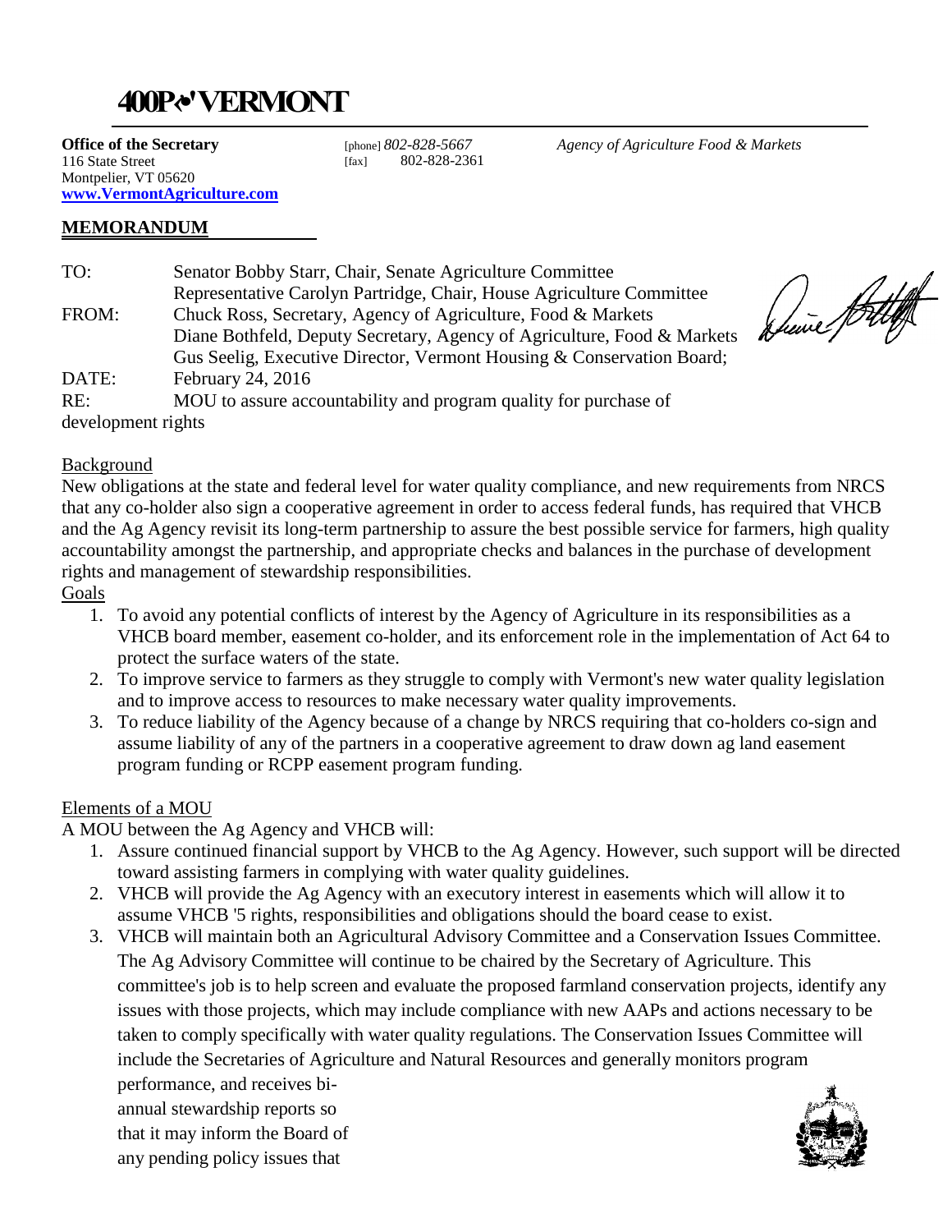# 400P❧'VERMONT

**Office of the Secretary** [phone] *802-828-5667* *Agency of Agriculture Food & Markets*
116 State Street [fax] 802-828-2361
Montpelier, VT 05620
**[www.VermontAgriculture.com](http://www.VermontAgriculture.com)**

## MEMORANDUM

TO: Senator Bobby Starr, Chair, Senate Agriculture Committee
Representative Carolyn Partridge, Chair, House Agriculture Committee
FROM: Chuck Ross, Secretary, Agency of Agriculture, Food & Markets
Diane Bothfeld, Deputy Secretary, Agency of Agriculture, Food & Markets
Gus Seelig, Executive Director, Vermont Housing & Conservation Board;
DATE: February 24, 2016
RE: MOU to assure accountability and program quality for purchase of development rights

Background

New obligations at the state and federal level for water quality compliance, and new requirements from NRCS that any co-holder also sign a cooperative agreement in order to access federal funds, has required that VHCB and the Ag Agency revisit its long-term partnership to assure the best possible service for farmers, high quality accountability amongst the partnership, and appropriate checks and balances in the purchase of development rights and management of stewardship responsibilities.

Goals

1. To avoid any potential conflicts of interest by the Agency of Agriculture in its responsibilities as a VHCB board member, easement co-holder, and its enforcement role in the implementation of Act 64 to protect the surface waters of the state.
2. To improve service to farmers as they struggle to comply with Vermont's new water quality legislation and to improve access to resources to make necessary water quality improvements.
3. To reduce liability of the Agency because of a change by NRCS requiring that co-holders co-sign and assume liability of any of the partners in a cooperative agreement to draw down ag land easement program funding or RCPP easement program funding.

Elements of a MOU

A MOU between the Ag Agency and VHCB will:

1. Assure continued financial support by VHCB to the Ag Agency. However, such support will be directed toward assisting farmers in complying with water quality guidelines.
2. VHCB will provide the Ag Agency with an executory interest in easements which will allow it to assume VHCB '5 rights, responsibilities and obligations should the board cease to exist.
3. VHCB will maintain both an Agricultural Advisory Committee and a Conservation Issues Committee. The Ag Advisory Committee will continue to be chaired by the Secretary of Agriculture. This committee's job is to help screen and evaluate the proposed farmland conservation projects, identify any issues with those projects, which may include compliance with new AAPs and actions necessary to be taken to comply specifically with water quality regulations. The Conservation Issues Committee will include the Secretaries of Agriculture and Natural Resources and generally monitors program performance, and receives bi-annual stewardship reports so that it may inform the Board of any pending policy issues that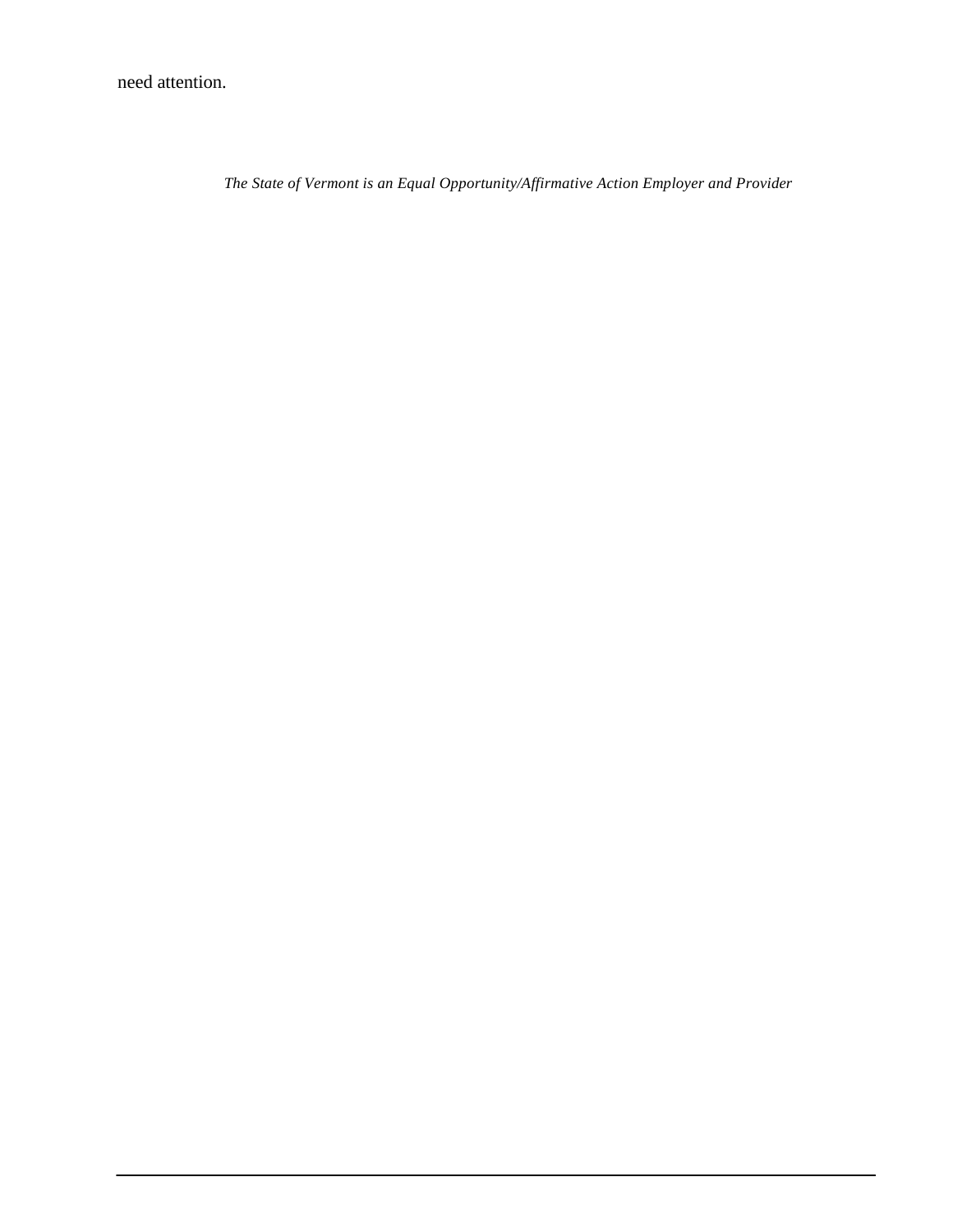need attention.

*The State of Vermont is an Equal Opportunity/Affirmative Action Employer and Provider*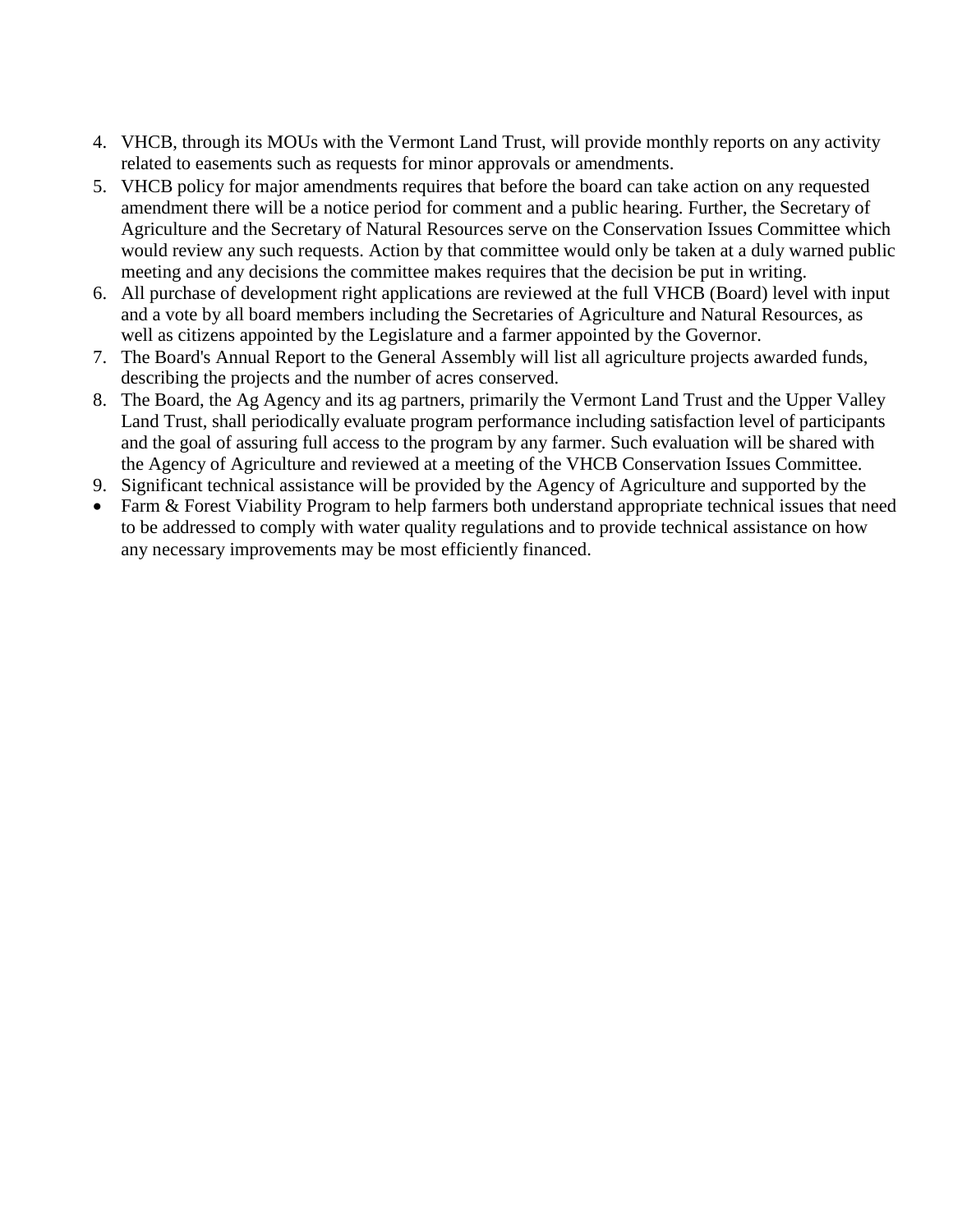4. VHCB, through its MOUs with the Vermont Land Trust, will provide monthly reports on any activity related to easements such as requests for minor approvals or amendments.
5. VHCB policy for major amendments requires that before the board can take action on any requested amendment there will be a notice period for comment and a public hearing. Further, the Secretary of Agriculture and the Secretary of Natural Resources serve on the Conservation Issues Committee which would review any such requests. Action by that committee would only be taken at a duly warned public meeting and any decisions the committee makes requires that the decision be put in writing.
6. All purchase of development right applications are reviewed at the full VHCB (Board) level with input and a vote by all board members including the Secretaries of Agriculture and Natural Resources, as well as citizens appointed by the Legislature and a farmer appointed by the Governor.
7. The Board's Annual Report to the General Assembly will list all agriculture projects awarded funds, describing the projects and the number of acres conserved.
8. The Board, the Ag Agency and its ag partners, primarily the Vermont Land Trust and the Upper Valley Land Trust, shall periodically evaluate program performance including satisfaction level of participants and the goal of assuring full access to the program by any farmer. Such evaluation will be shared with the Agency of Agriculture and reviewed at a meeting of the VHCB Conservation Issues Committee.
9. Significant technical assistance will be provided by the Agency of Agriculture and supported by the

- Farm & Forest Viability Program to help farmers both understand appropriate technical issues that need to be addressed to comply with water quality regulations and to provide technical assistance on how any necessary improvements may be most efficiently financed.